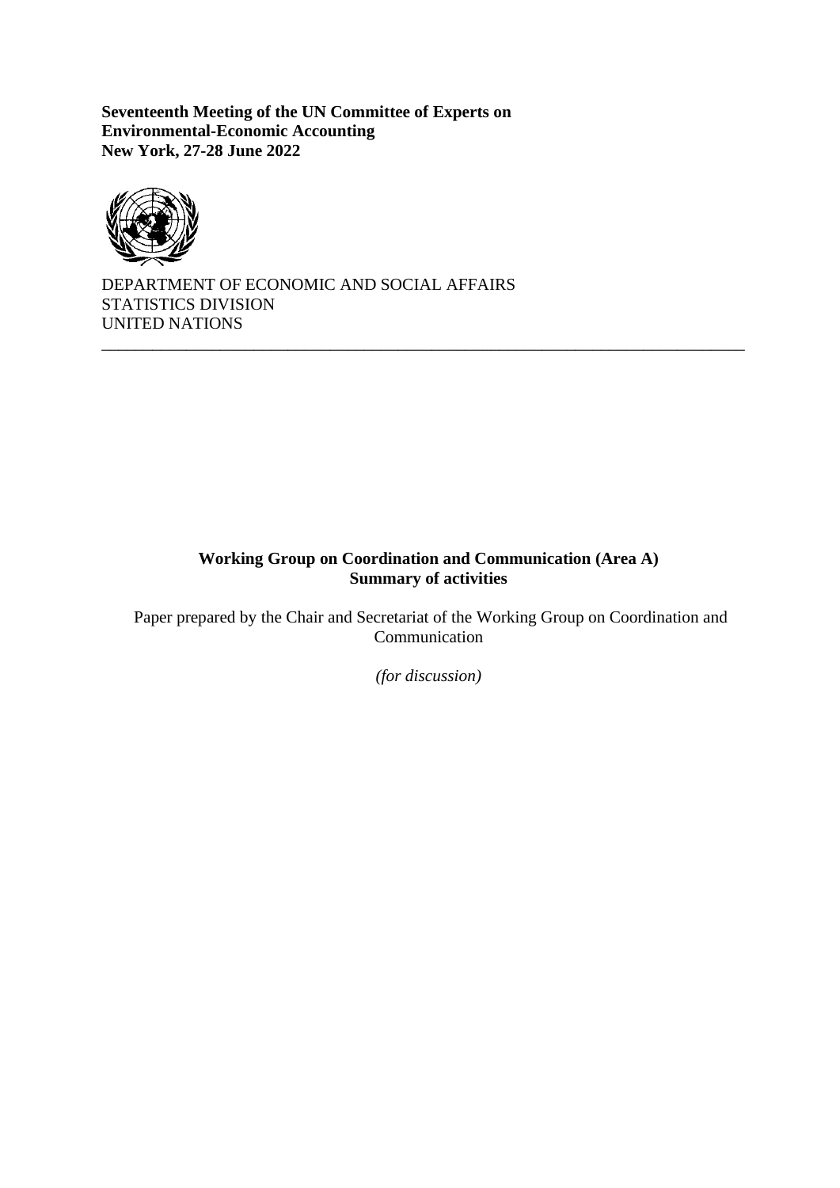**Seventeenth Meeting of the UN Committee of Experts on Environmental-Economic Accounting**
**New York, 27-28 June 2022**

DEPARTMENT OF ECONOMIC AND SOCIAL AFFAIRS
STATISTICS DIVISION
UNITED NATIONS

---

# Working Group on Coordination and Communication (Area A)
## Summary of activities

Paper prepared by the Chair and Secretariat of the Working Group on Coordination and Communication

*(for discussion)*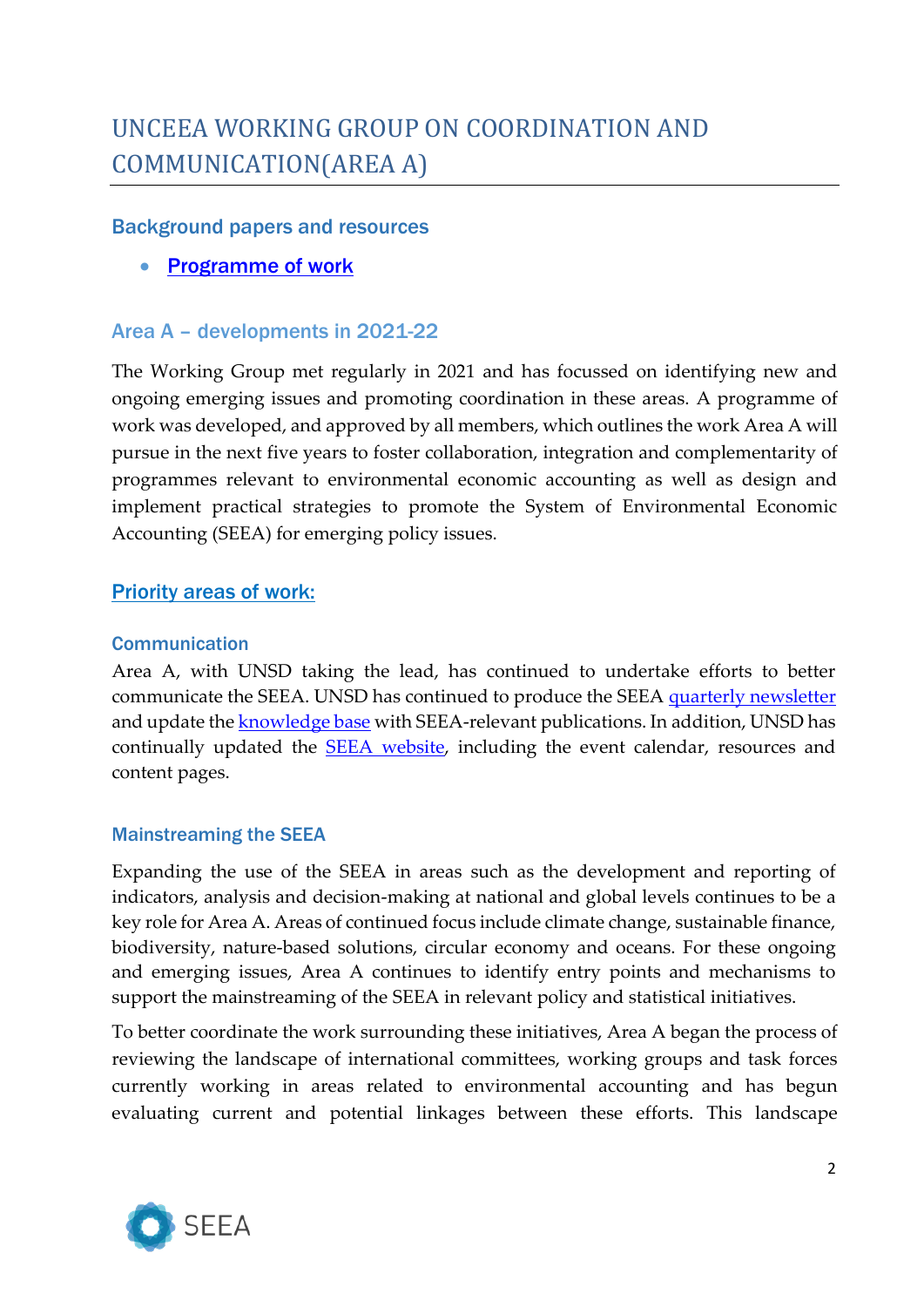# UNCEEA WORKING GROUP ON COORDINATION AND COMMUNICATION(AREA A)

## Background papers and resources

- **Programme of work**

## Area A – developments in 2021-22

The Working Group met regularly in 2021 and has focussed on identifying new and ongoing emerging issues and promoting coordination in these areas. A programme of work was developed, and approved by all members, which outlines the work Area A will pursue in the next five years to foster collaboration, integration and complementarity of programmes relevant to environmental economic accounting as well as design and implement practical strategies to promote the System of Environmental Economic Accounting (SEEA) for emerging policy issues.

## Priority areas of work:

### Communication

Area A, with UNSD taking the lead, has continued to undertake efforts to better communicate the SEEA. UNSD has continued to produce the SEEA quarterly newsletter and update the knowledge base with SEEA-relevant publications. In addition, UNSD has continually updated the SEEA website, including the event calendar, resources and content pages.

### Mainstreaming the SEEA

Expanding the use of the SEEA in areas such as the development and reporting of indicators, analysis and decision-making at national and global levels continues to be a key role for Area A. Areas of continued focus include climate change, sustainable finance, biodiversity, nature-based solutions, circular economy and oceans. For these ongoing and emerging issues, Area A continues to identify entry points and mechanisms to support the mainstreaming of the SEEA in relevant policy and statistical initiatives.

To better coordinate the work surrounding these initiatives, Area A began the process of reviewing the landscape of international committees, working groups and task forces currently working in areas related to environmental accounting and has begun evaluating current and potential linkages between these efforts. This landscape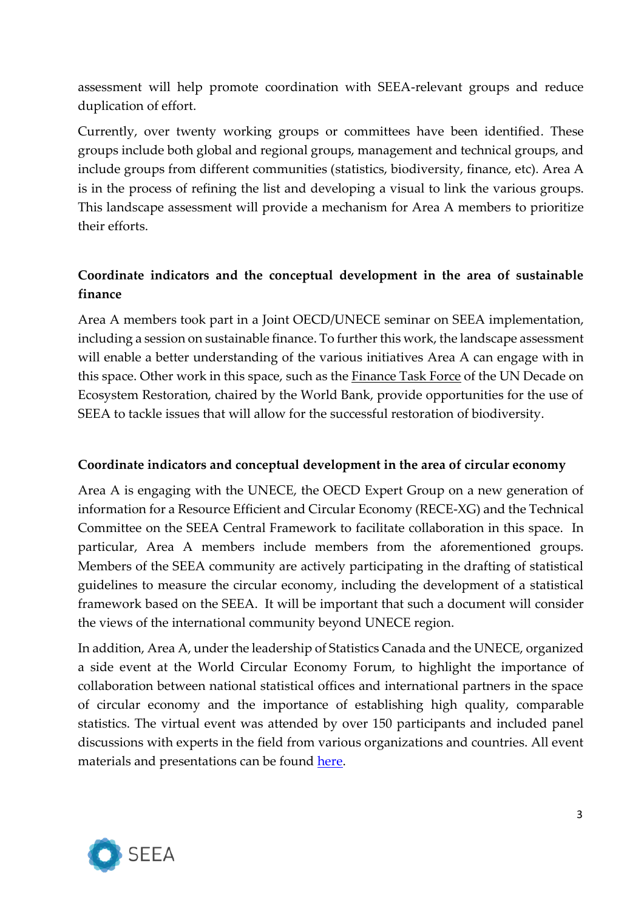assessment will help promote coordination with SEEA-relevant groups and reduce duplication of effort.

Currently, over twenty working groups or committees have been identified. These groups include both global and regional groups, management and technical groups, and include groups from different communities (statistics, biodiversity, finance, etc). Area A is in the process of refining the list and developing a visual to link the various groups. This landscape assessment will provide a mechanism for Area A members to prioritize their efforts.

**Coordinate indicators and the conceptual development in the area of sustainable finance**

Area A members took part in a Joint OECD/UNECE seminar on SEEA implementation, including a session on sustainable finance. To further this work, the landscape assessment will enable a better understanding of the various initiatives Area A can engage with in this space. Other work in this space, such as the Finance Task Force of the UN Decade on Ecosystem Restoration, chaired by the World Bank, provide opportunities for the use of SEEA to tackle issues that will allow for the successful restoration of biodiversity.

**Coordinate indicators and conceptual development in the area of circular economy**

Area A is engaging with the UNECE, the OECD Expert Group on a new generation of information for a Resource Efficient and Circular Economy (RECE-XG) and the Technical Committee on the SEEA Central Framework to facilitate collaboration in this space. In particular, Area A members include members from the aforementioned groups. Members of the SEEA community are actively participating in the drafting of statistical guidelines to measure the circular economy, including the development of a statistical framework based on the SEEA. It will be important that such a document will consider the views of the international community beyond UNECE region.

In addition, Area A, under the leadership of Statistics Canada and the UNECE, organized a side event at the World Circular Economy Forum, to highlight the importance of collaboration between national statistical offices and international partners in the space of circular economy and the importance of establishing high quality, comparable statistics. The virtual event was attended by over 150 participants and included panel discussions with experts in the field from various organizations and countries. All event materials and presentations can be found here.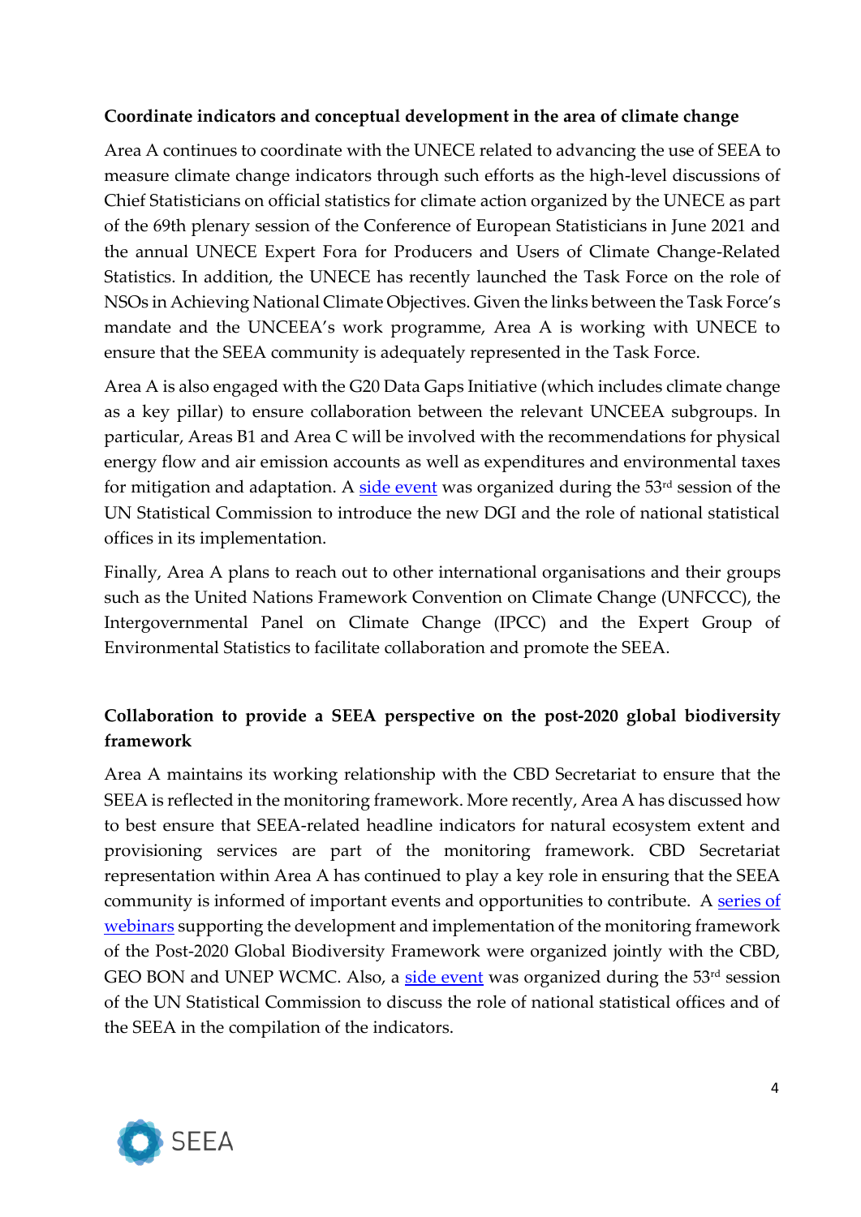**Coordinate indicators and conceptual development in the area of climate change**

Area A continues to coordinate with the UNECE related to advancing the use of SEEA to measure climate change indicators through such efforts as the high-level discussions of Chief Statisticians on official statistics for climate action organized by the UNECE as part of the 69th plenary session of the Conference of European Statisticians in June 2021 and the annual UNECE Expert Fora for Producers and Users of Climate Change-Related Statistics. In addition, the UNECE has recently launched the Task Force on the role of NSOs in Achieving National Climate Objectives. Given the links between the Task Force's mandate and the UNCEEA's work programme, Area A is working with UNECE to ensure that the SEEA community is adequately represented in the Task Force.

Area A is also engaged with the G20 Data Gaps Initiative (which includes climate change as a key pillar) to ensure collaboration between the relevant UNCEEA subgroups. In particular, Areas B1 and Area C will be involved with the recommendations for physical energy flow and air emission accounts as well as expenditures and environmental taxes for mitigation and adaptation. A side event was organized during the 53rd session of the UN Statistical Commission to introduce the new DGI and the role of national statistical offices in its implementation.

Finally, Area A plans to reach out to other international organisations and their groups such as the United Nations Framework Convention on Climate Change (UNFCCC), the Intergovernmental Panel on Climate Change (IPCC) and the Expert Group of Environmental Statistics to facilitate collaboration and promote the SEEA.

**Collaboration to provide a SEEA perspective on the post-2020 global biodiversity framework**

Area A maintains its working relationship with the CBD Secretariat to ensure that the SEEA is reflected in the monitoring framework. More recently, Area A has discussed how to best ensure that SEEA-related headline indicators for natural ecosystem extent and provisioning services are part of the monitoring framework. CBD Secretariat representation within Area A has continued to play a key role in ensuring that the SEEA community is informed of important events and opportunities to contribute. A series of webinars supporting the development and implementation of the monitoring framework of the Post-2020 Global Biodiversity Framework were organized jointly with the CBD, GEO BON and UNEP WCMC. Also, a side event was organized during the 53rd session of the UN Statistical Commission to discuss the role of national statistical offices and of the SEEA in the compilation of the indicators.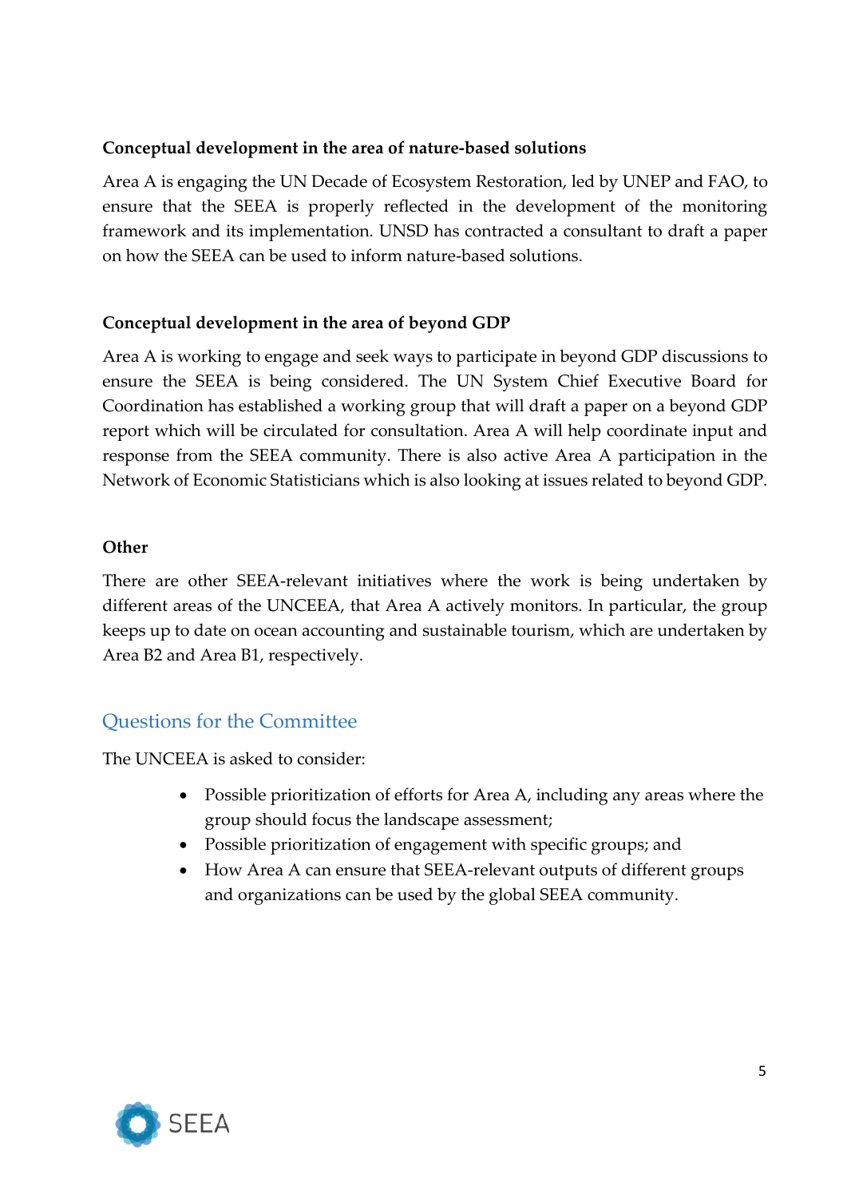### Conceptual development in the area of nature-based solutions

Area A is engaging the UN Decade of Ecosystem Restoration, led by UNEP and FAO, to ensure that the SEEA is properly reflected in the development of the monitoring framework and its implementation. UNSD has contracted a consultant to draft a paper on how the SEEA can be used to inform nature-based solutions.

### Conceptual development in the area of beyond GDP

Area A is working to engage and seek ways to participate in beyond GDP discussions to ensure the SEEA is being considered. The UN System Chief Executive Board for Coordination has established a working group that will draft a paper on a beyond GDP report which will be circulated for consultation. Area A will help coordinate input and response from the SEEA community. There is also active Area A participation in the Network of Economic Statisticians which is also looking at issues related to beyond GDP.

### Other

There are other SEEA-relevant initiatives where the work is being undertaken by different areas of the UNCEEA, that Area A actively monitors. In particular, the group keeps up to date on ocean accounting and sustainable tourism, which are undertaken by Area B2 and Area B1, respectively.

## Questions for the Committee

The UNCEEA is asked to consider:

- Possible prioritization of efforts for Area A, including any areas where the group should focus the landscape assessment;
- Possible prioritization of engagement with specific groups; and
- How Area A can ensure that SEEA-relevant outputs of different groups and organizations can be used by the global SEEA community.